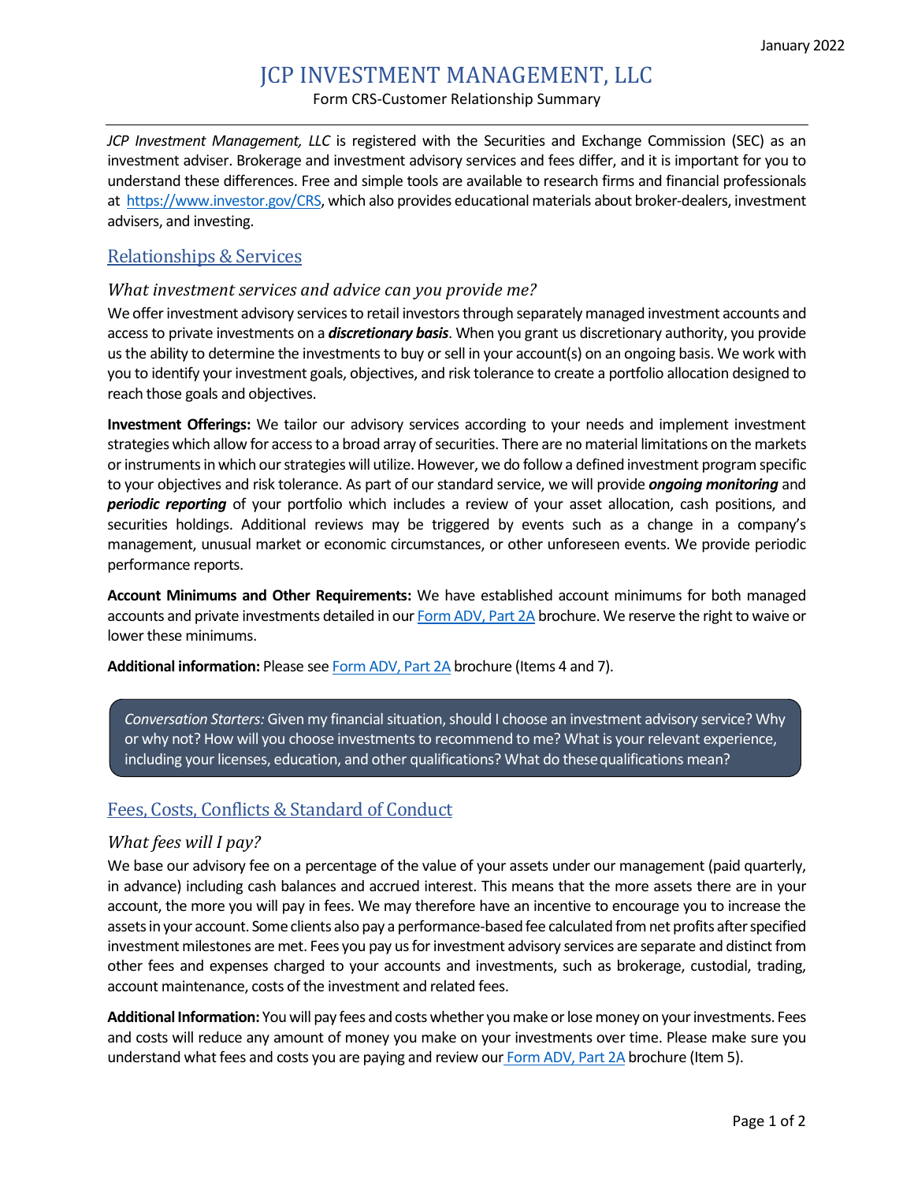January 2022

# JCP INVESTMENT MANAGEMENT, LLC

Form CRS-Customer Relationship Summary

*JCP Investment Management, LLC* is registered with the Securities and Exchange Commission (SEC) as an investment adviser. Brokerage and investment advisory services and fees differ, and it is important for you to understand these differences. Free and simple tools are available to research firms and financial professionals at https://www.investor.gov/CRS, which also provides educational materials about broker-dealers, investment advisers, and investing.

## Relationships & Services

### *What investment services and advice can you provide me?*

We offer investment advisory services to retail investors through separately managed investment accounts and access to private investments on a ***discretionary basis***. When you grant us discretionary authority, you provide us the ability to determine the investments to buy or sell in your account(s) on an ongoing basis. We work with you to identify your investment goals, objectives, and risk tolerance to create a portfolio allocation designed to reach those goals and objectives.

**Investment Offerings:** We tailor our advisory services according to your needs and implement investment strategies which allow for access to a broad array of securities. There are no material limitations on the markets or instruments in which our strategies will utilize. However, we do follow a defined investment program specific to your objectives and risk tolerance. As part of our standard service, we will provide ***ongoing monitoring*** and ***periodic reporting*** of your portfolio which includes a review of your asset allocation, cash positions, and securities holdings. Additional reviews may be triggered by events such as a change in a company's management, unusual market or economic circumstances, or other unforeseen events. We provide periodic performance reports.

**Account Minimums and Other Requirements:** We have established account minimums for both managed accounts and private investments detailed in our Form ADV, Part 2A brochure. We reserve the right to waive or lower these minimums.

**Additional information:** Please see Form ADV, Part 2A brochure (Items 4 and 7).

> *Conversation Starters:* Given my financial situation, should I choose an investment advisory service? Why or why not? How will you choose investments to recommend to me? What is your relevant experience, including your licenses, education, and other qualifications? What do these qualifications mean?

## Fees, Costs, Conflicts & Standard of Conduct

### *What fees will I pay?*

We base our advisory fee on a percentage of the value of your assets under our management (paid quarterly, in advance) including cash balances and accrued interest. This means that the more assets there are in your account, the more you will pay in fees. We may therefore have an incentive to encourage you to increase the assets in your account. Some clients also pay a performance-based fee calculated from net profits after specified investment milestones are met. Fees you pay us for investment advisory services are separate and distinct from other fees and expenses charged to your accounts and investments, such as brokerage, custodial, trading, account maintenance, costs of the investment and related fees.

**Additional Information:** You will pay fees and costs whether you make or lose money on your investments. Fees and costs will reduce any amount of money you make on your investments over time. Please make sure you understand what fees and costs you are paying and review our Form ADV, Part 2A brochure (Item 5).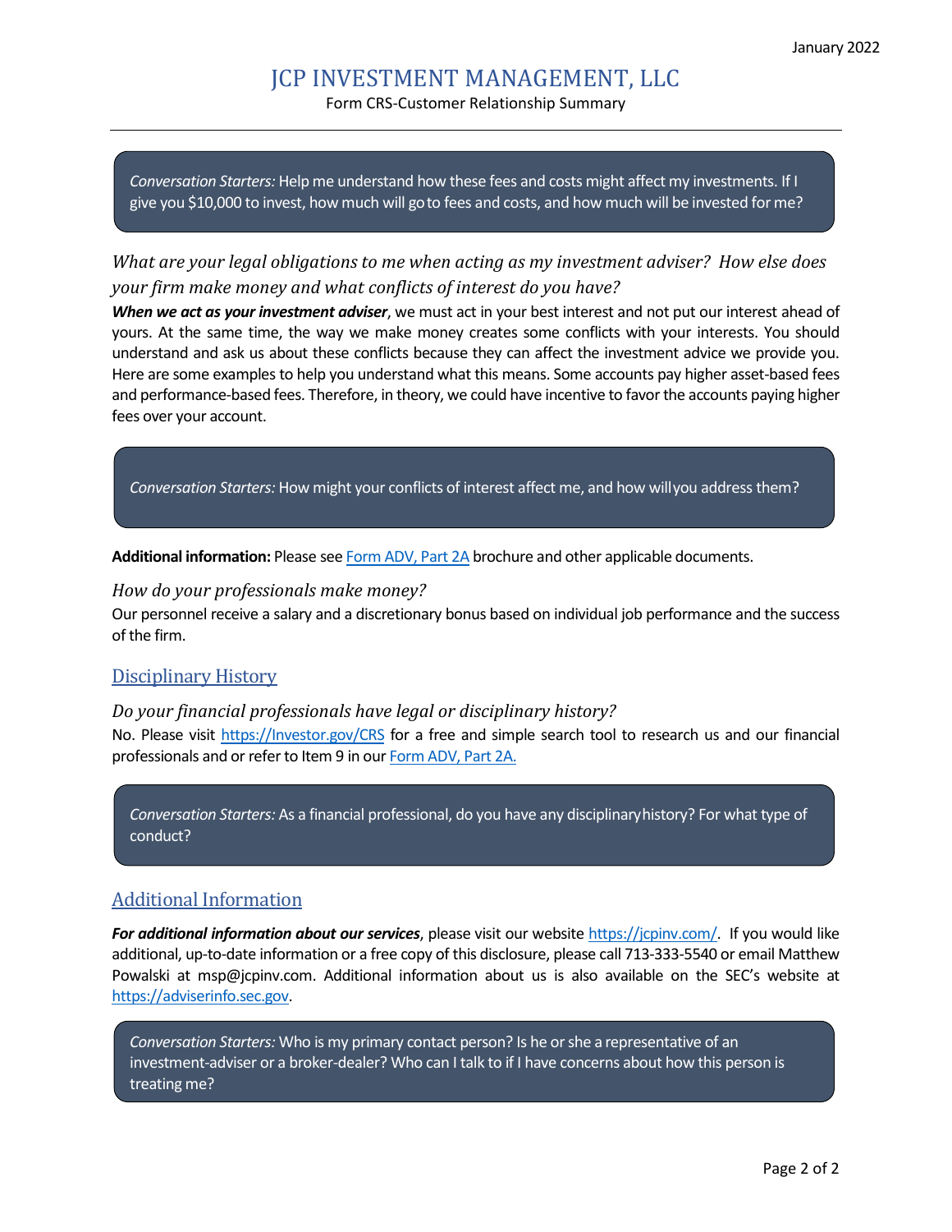January 2022

# JCP INVESTMENT MANAGEMENT, LLC

Form CRS-Customer Relationship Summary

> *Conversation Starters:* Help me understand how these fees and costs might affect my investments. If I give you $10,000 to invest, how much will go to fees and costs, and how much will be invested for me?

### *What are your legal obligations to me when acting as my investment adviser? How else does your firm make money and what conflicts of interest do you have?*

***When we act as your investment adviser***, we must act in your best interest and not put our interest ahead of yours. At the same time, the way we make money creates some conflicts with your interests. You should understand and ask us about these conflicts because they can affect the investment advice we provide you. Here are some examples to help you understand what this means. Some accounts pay higher asset-based fees and performance-based fees. Therefore, in theory, we could have incentive to favor the accounts paying higher fees over your account.

> *Conversation Starters:* How might your conflicts of interest affect me, and how will you address them?

**Additional information:** Please see [Form ADV, Part 2A](#) brochure and other applicable documents.

### *How do your professionals make money?*

Our personnel receive a salary and a discretionary bonus based on individual job performance and the success of the firm.

## Disciplinary History

### *Do your financial professionals have legal or disciplinary history?*

No. Please visit [https://Investor.gov/CRS](https://Investor.gov/CRS) for a free and simple search tool to research us and our financial professionals and or refer to Item 9 in our [Form ADV, Part 2A.](#)

> *Conversation Starters:* As a financial professional, do you have any disciplinary history? For what type of conduct?

## Additional Information

***For additional information about our services***, please visit our website [https://jcpinv.com/](https://jcpinv.com/). If you would like additional, up-to-date information or a free copy of this disclosure, please call 713-333-5540 or email Matthew Powalski at msp@jcpinv.com. Additional information about us is also available on the SEC's website at [https://adviserinfo.sec.gov](https://adviserinfo.sec.gov).

> *Conversation Starters:* Who is my primary contact person? Is he or she a representative of an investment-adviser or a broker-dealer? Who can I talk to if I have concerns about how this person is treating me?